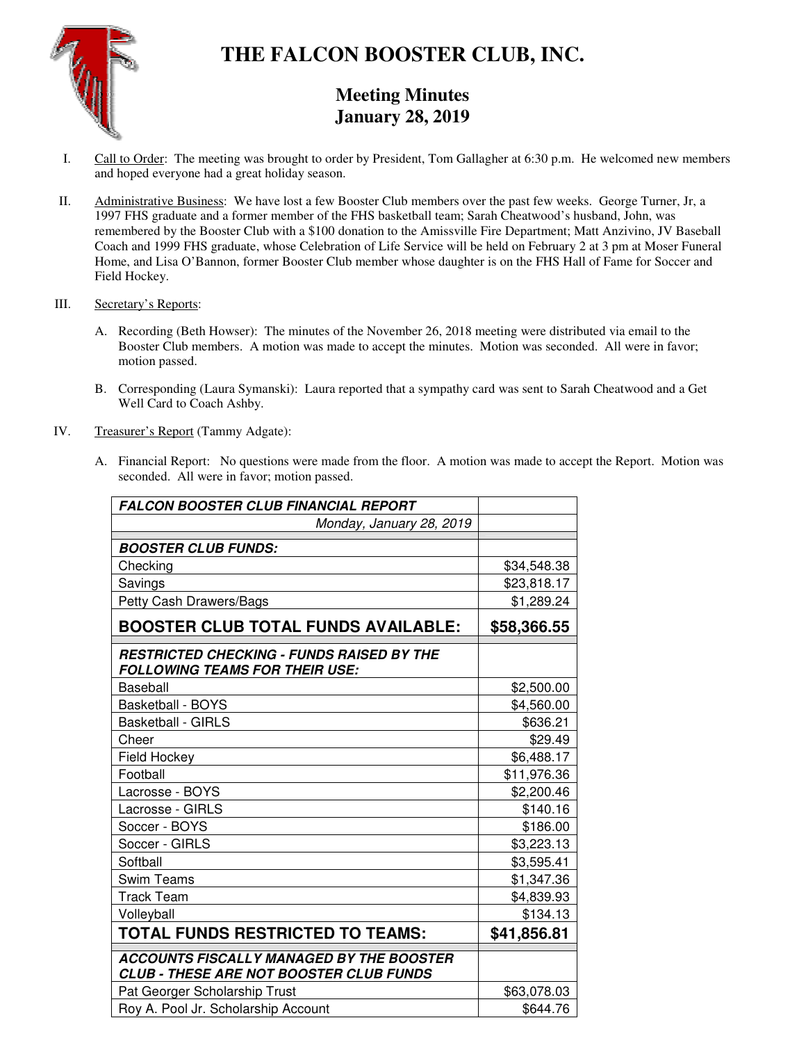# THE FALCON BOOSTER CLUB, INC.

## Meeting Minutes
## January 28, 2019

I. Call to Order: The meeting was brought to order by President, Tom Gallagher at 6:30 p.m. He welcomed new members and hoped everyone had a great holiday season.

II. Administrative Business: We have lost a few Booster Club members over the past few weeks. George Turner, Jr, a 1997 FHS graduate and a former member of the FHS basketball team; Sarah Cheatwood's husband, John, was remembered by the Booster Club with a $100 donation to the Amissville Fire Department; Matt Anzivino, JV Baseball Coach and 1999 FHS graduate, whose Celebration of Life Service will be held on February 2 at 3 pm at Moser Funeral Home, and Lisa O'Bannon, former Booster Club member whose daughter is on the FHS Hall of Fame for Soccer and Field Hockey.

III. Secretary's Reports:

A. Recording (Beth Howser): The minutes of the November 26, 2018 meeting were distributed via email to the Booster Club members. A motion was made to accept the minutes. Motion was seconded. All were in favor; motion passed.

B. Corresponding (Laura Symanski): Laura reported that a sympathy card was sent to Sarah Cheatwood and a Get Well Card to Coach Ashby.

IV. Treasurer's Report (Tammy Adgate):

A. Financial Report: No questions were made from the floor. A motion was made to accept the Report. Motion was seconded. All were in favor; motion passed.

| ***FALCON BOOSTER CLUB FINANCIAL REPORT*** | |
|---|---|
| *Monday, January 28, 2019* | |
| ***BOOSTER CLUB FUNDS:*** | |
| Checking | $34,548.38 |
| Savings | $23,818.17 |
| Petty Cash Drawers/Bags | $1,289.24 |
| **BOOSTER CLUB TOTAL FUNDS AVAILABLE:** | **$58,366.55** |
| ***RESTRICTED CHECKING - FUNDS RAISED BY THE FOLLOWING TEAMS FOR THEIR USE:*** | |
| Baseball | $2,500.00 |
| Basketball - BOYS | $4,560.00 |
| Basketball - GIRLS | $636.21 |
| Cheer | $29.49 |
| Field Hockey | $6,488.17 |
| Football | $11,976.36 |
| Lacrosse - BOYS | $2,200.46 |
| Lacrosse - GIRLS | $140.16 |
| Soccer - BOYS | $186.00 |
| Soccer - GIRLS | $3,223.13 |
| Softball | $3,595.41 |
| Swim Teams | $1,347.36 |
| Track Team | $4,839.93 |
| Volleyball | $134.13 |
| **TOTAL FUNDS RESTRICTED TO TEAMS:** | **$41,856.81** |
| ***ACCOUNTS FISCALLY MANAGED BY THE BOOSTER CLUB - THESE ARE NOT BOOSTER CLUB FUNDS*** | |
| Pat Georger Scholarship Trust | $63,078.03 |
| Roy A. Pool Jr. Scholarship Account | $644.76 |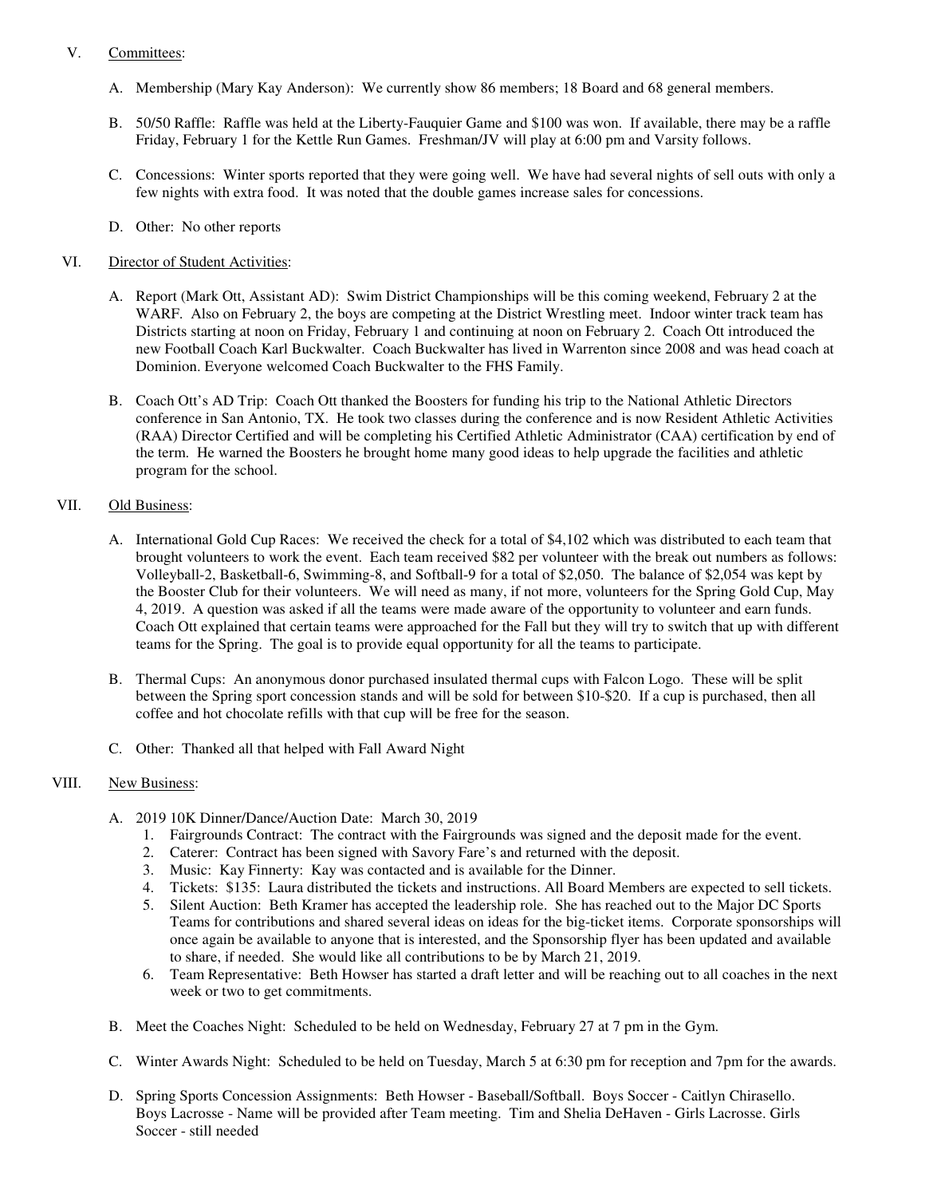V. Committees:

A. Membership (Mary Kay Anderson): We currently show 86 members; 18 Board and 68 general members.

B. 50/50 Raffle: Raffle was held at the Liberty-Fauquier Game and $100 was won. If available, there may be a raffle Friday, February 1 for the Kettle Run Games. Freshman/JV will play at 6:00 pm and Varsity follows.

C. Concessions: Winter sports reported that they were going well. We have had several nights of sell outs with only a few nights with extra food. It was noted that the double games increase sales for concessions.

D. Other: No other reports

VI. Director of Student Activities:

A. Report (Mark Ott, Assistant AD): Swim District Championships will be this coming weekend, February 2 at the WARF. Also on February 2, the boys are competing at the District Wrestling meet. Indoor winter track team has Districts starting at noon on Friday, February 1 and continuing at noon on February 2. Coach Ott introduced the new Football Coach Karl Buckwalter. Coach Buckwalter has lived in Warrenton since 2008 and was head coach at Dominion. Everyone welcomed Coach Buckwalter to the FHS Family.

B. Coach Ott's AD Trip: Coach Ott thanked the Boosters for funding his trip to the National Athletic Directors conference in San Antonio, TX. He took two classes during the conference and is now Resident Athletic Activities (RAA) Director Certified and will be completing his Certified Athletic Administrator (CAA) certification by end of the term. He warned the Boosters he brought home many good ideas to help upgrade the facilities and athletic program for the school.

VII. Old Business:

A. International Gold Cup Races: We received the check for a total of $4,102 which was distributed to each team that brought volunteers to work the event. Each team received $82 per volunteer with the break out numbers as follows: Volleyball-2, Basketball-6, Swimming-8, and Softball-9 for a total of $2,050. The balance of $2,054 was kept by the Booster Club for their volunteers. We will need as many, if not more, volunteers for the Spring Gold Cup, May 4, 2019. A question was asked if all the teams were made aware of the opportunity to volunteer and earn funds. Coach Ott explained that certain teams were approached for the Fall but they will try to switch that up with different teams for the Spring. The goal is to provide equal opportunity for all the teams to participate.

B. Thermal Cups: An anonymous donor purchased insulated thermal cups with Falcon Logo. These will be split between the Spring sport concession stands and will be sold for between $10-$20. If a cup is purchased, then all coffee and hot chocolate refills with that cup will be free for the season.

C. Other: Thanked all that helped with Fall Award Night

VIII. New Business:

A. 2019 10K Dinner/Dance/Auction Date: March 30, 2019
   1. Fairgrounds Contract: The contract with the Fairgrounds was signed and the deposit made for the event.
   2. Caterer: Contract has been signed with Savory Fare's and returned with the deposit.
   3. Music: Kay Finnerty: Kay was contacted and is available for the Dinner.
   4. Tickets: $135: Laura distributed the tickets and instructions. All Board Members are expected to sell tickets.
   5. Silent Auction: Beth Kramer has accepted the leadership role. She has reached out to the Major DC Sports Teams for contributions and shared several ideas on ideas for the big-ticket items. Corporate sponsorships will once again be available to anyone that is interested, and the Sponsorship flyer has been updated and available to share, if needed. She would like all contributions to be by March 21, 2019.
   6. Team Representative: Beth Howser has started a draft letter and will be reaching out to all coaches in the next week or two to get commitments.

B. Meet the Coaches Night: Scheduled to be held on Wednesday, February 27 at 7 pm in the Gym.

C. Winter Awards Night: Scheduled to be held on Tuesday, March 5 at 6:30 pm for reception and 7pm for the awards.

D. Spring Sports Concession Assignments: Beth Howser - Baseball/Softball. Boys Soccer - Caitlyn Chirasello. Boys Lacrosse - Name will be provided after Team meeting. Tim and Shelia DeHaven - Girls Lacrosse. Girls Soccer - still needed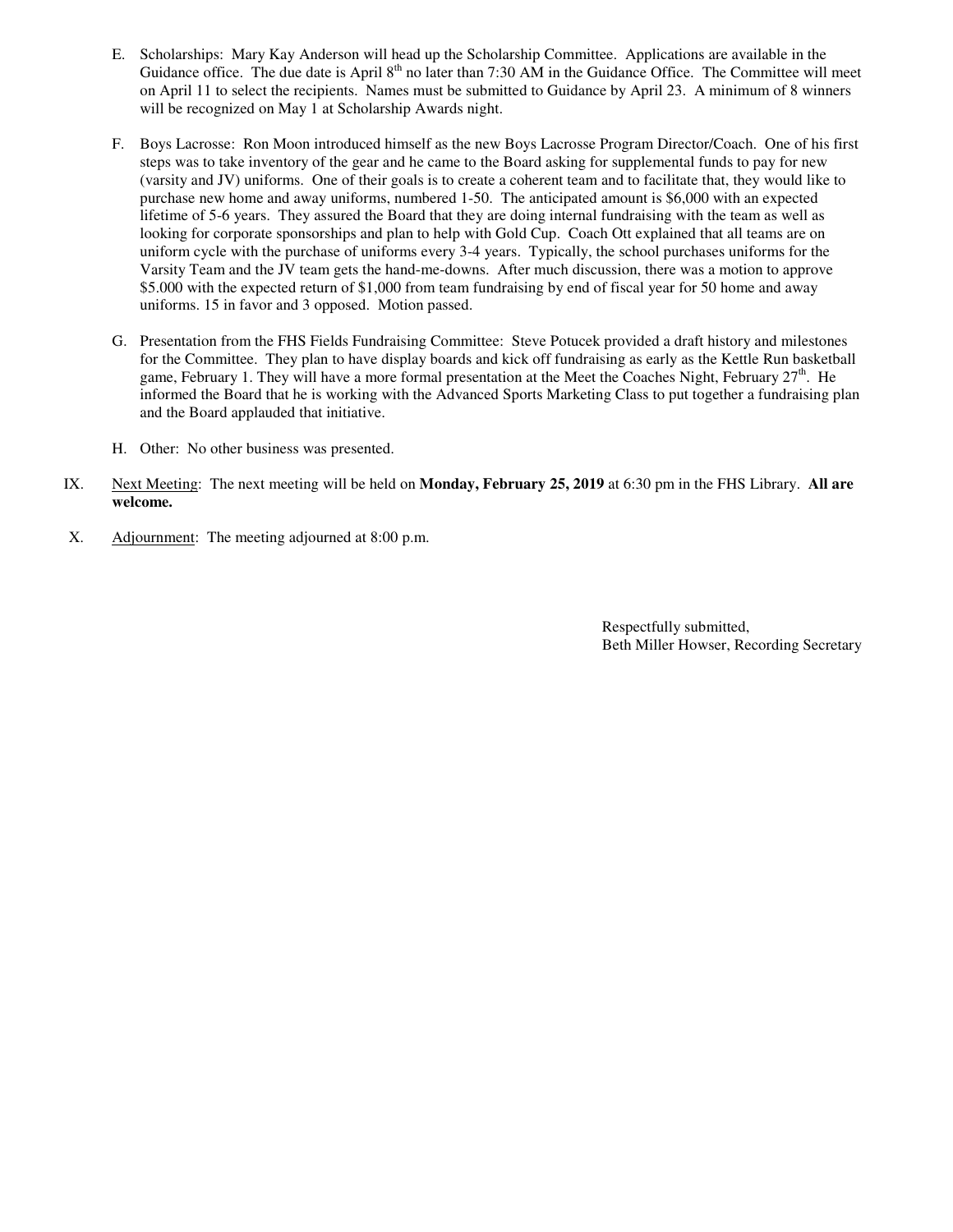E. Scholarships: Mary Kay Anderson will head up the Scholarship Committee. Applications are available in the Guidance office. The due date is April 8th no later than 7:30 AM in the Guidance Office. The Committee will meet on April 11 to select the recipients. Names must be submitted to Guidance by April 23. A minimum of 8 winners will be recognized on May 1 at Scholarship Awards night.

F. Boys Lacrosse: Ron Moon introduced himself as the new Boys Lacrosse Program Director/Coach. One of his first steps was to take inventory of the gear and he came to the Board asking for supplemental funds to pay for new (varsity and JV) uniforms. One of their goals is to create a coherent team and to facilitate that, they would like to purchase new home and away uniforms, numbered 1-50. The anticipated amount is $6,000 with an expected lifetime of 5-6 years. They assured the Board that they are doing internal fundraising with the team as well as looking for corporate sponsorships and plan to help with Gold Cup. Coach Ott explained that all teams are on uniform cycle with the purchase of uniforms every 3-4 years. Typically, the school purchases uniforms for the Varsity Team and the JV team gets the hand-me-downs. After much discussion, there was a motion to approve $5.000 with the expected return of $1,000 from team fundraising by end of fiscal year for 50 home and away uniforms. 15 in favor and 3 opposed. Motion passed.

G. Presentation from the FHS Fields Fundraising Committee: Steve Potucek provided a draft history and milestones for the Committee. They plan to have display boards and kick off fundraising as early as the Kettle Run basketball game, February 1. They will have a more formal presentation at the Meet the Coaches Night, February 27th. He informed the Board that he is working with the Advanced Sports Marketing Class to put together a fundraising plan and the Board applauded that initiative.

H. Other: No other business was presented.

IX. Next Meeting: The next meeting will be held on **Monday, February 25, 2019** at 6:30 pm in the FHS Library. **All are welcome.**

X. Adjournment: The meeting adjourned at 8:00 p.m.

Respectfully submitted,
Beth Miller Howser, Recording Secretary